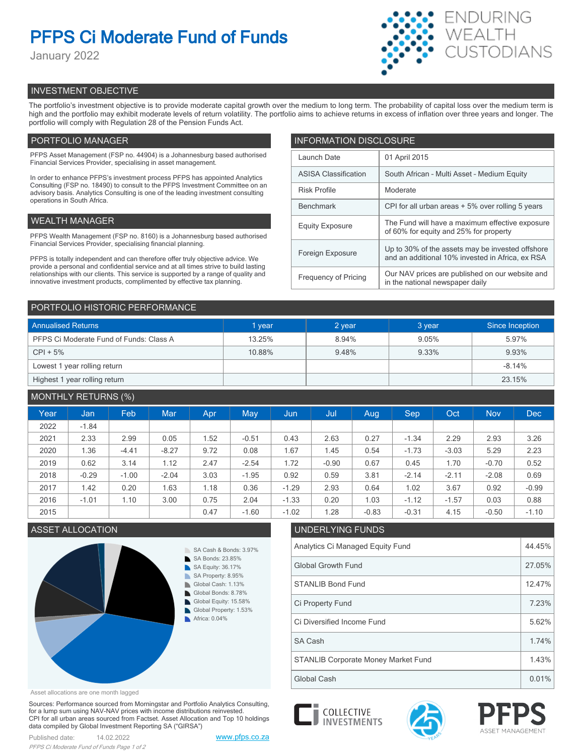# PFPS Ci Moderate Fund of Funds

January 2022

ENDURING WEALTH CUSTODIANS

## INVESTMENT OBJECTIVE

The portfolio's investment objective is to provide moderate capital growth over the medium to long term. The probability of capital loss over the medium term is high and the portfolio may exhibit moderate levels of return volatility. The portfolio aims to achieve returns in excess of inflation over three years and longer. The portfolio will comply with Regulation 28 of the Pension Funds Act.

## PORTFOLIO MANAGER

PFPS Asset Management (FSP no. 44904) is a Johannesburg based authorised Financial Services Provider, specialising in asset management.

In order to enhance PFPS's investment process PFPS has appointed Analytics Consulting (FSP no. 18490) to consult to the PFPS Investment Committee on an advisory basis. Analytics Consulting is one of the leading investment consulting operations in South Africa.

## WEALTH MANAGER

PFPS Wealth Management (FSP no. 8160) is a Johannesburg based authorised Financial Services Provider, specialising financial planning.

PFPS is totally independent and can therefore offer truly objective advice. We provide a personal and confidential service and at all times strive to build lasting relationships with our clients. This service is supported by a range of quality and innovative investment products, complimented by effective tax planning.

## INFORMATION DISCLOSURE

| | |
|---|---|
| Launch Date | 01 April 2015 |
| ASISA Classification | South African - Multi Asset - Medium Equity |
| Risk Profile | Moderate |
| Benchmark | CPI for all urban areas + 5% over rolling 5 years |
| Equity Exposure | The Fund will have a maximum effective exposure of 60% for equity and 25% for property |
| Foreign Exposure | Up to 30% of the assets may be invested offshore and an additional 10% invested in Africa, ex RSA |
| Frequency of Pricing | Our NAV prices are published on our website and in the national newspaper daily |

## PORTFOLIO HISTORIC PERFORMANCE

| Annualised Returns | 1 year | 2 year | 3 year | Since Inception |
|---|---|---|---|---|
| PFPS Ci Moderate Fund of Funds: Class A | 13.25% | 8.94% | 9.05% | 5.97% |
| CPI + 5% | 10.88% | 9.48% | 9.33% | 9.93% |
| Lowest 1 year rolling return | | | | -8.14% |
| Highest 1 year rolling return | | | | 23.15% |

## MONTHLY RETURNS (%)

| Year | Jan | Feb | Mar | Apr | May | Jun | Jul | Aug | Sep | Oct | Nov | Dec |
|---|---|---|---|---|---|---|---|---|---|---|---|---|
| 2022 | -1.84 | | | | | | | | | | | |
| 2021 | 2.33 | 2.99 | 0.05 | 1.52 | -0.51 | 0.43 | 2.63 | 0.27 | -1.34 | 2.29 | 2.93 | 3.26 |
| 2020 | 1.36 | -4.41 | -8.27 | 9.72 | 0.08 | 1.67 | 1.45 | 0.54 | -1.73 | -3.03 | 5.29 | 2.23 |
| 2019 | 0.62 | 3.14 | 1.12 | 2.47 | -2.54 | 1.72 | -0.90 | 0.67 | 0.45 | 1.70 | -0.70 | 0.52 |
| 2018 | -0.29 | -1.00 | -2.04 | 3.03 | -1.95 | 0.92 | 0.59 | 3.81 | -2.14 | -2.11 | -2.08 | 0.69 |
| 2017 | 1.42 | 0.20 | 1.63 | 1.18 | 0.36 | -1.29 | 2.93 | 0.64 | 1.02 | 3.67 | 0.92 | -0.99 |
| 2016 | -1.01 | 1.10 | 3.00 | 0.75 | 2.04 | -1.33 | 0.20 | 1.03 | -1.12 | -1.57 | 0.03 | 0.88 |
| 2015 | | | | 0.47 | -1.60 | -1.02 | 1.28 | -0.83 | -0.31 | 4.15 | -0.50 | -1.10 |

## ASSET ALLOCATION

- SA Cash & Bonds: 3.97%
- SA Bonds: 23.85%
- SA Equity: 36.17%
- SA Property: 8.95%
- Global Cash: 1.13%
- Global Bonds: 8.78%
- Global Equity: 15.58%
- Global Property: 1.53%
- Africa: 0.04%

Asset allocations are one month lagged

## UNDERLYING FUNDS

| | |
|---|---|
| Analytics Ci Managed Equity Fund | 44.45% |
| Global Growth Fund | 27.05% |
| STANLIB Bond Fund | 12.47% |
| Ci Property Fund | 7.23% |
| Ci Diversified Income Fund | 5.62% |
| SA Cash | 1.74% |
| STANLIB Corporate Money Market Fund | 1.43% |
| Global Cash | 0.01% |

Sources: Performance sourced from Morningstar and Portfolio Analytics Consulting, for a lump sum using NAV-NAV prices with income distributions reinvested.
CPI for all urban areas sourced from Factset. Asset Allocation and Top 10 holdings data compiled by Global Investment Reporting SA ("GIRSA")

Published date: 14.02.2022

www.pfps.co.za

COLLECTIVE INVESTMENTS

PFPS ASSET MANAGEMENT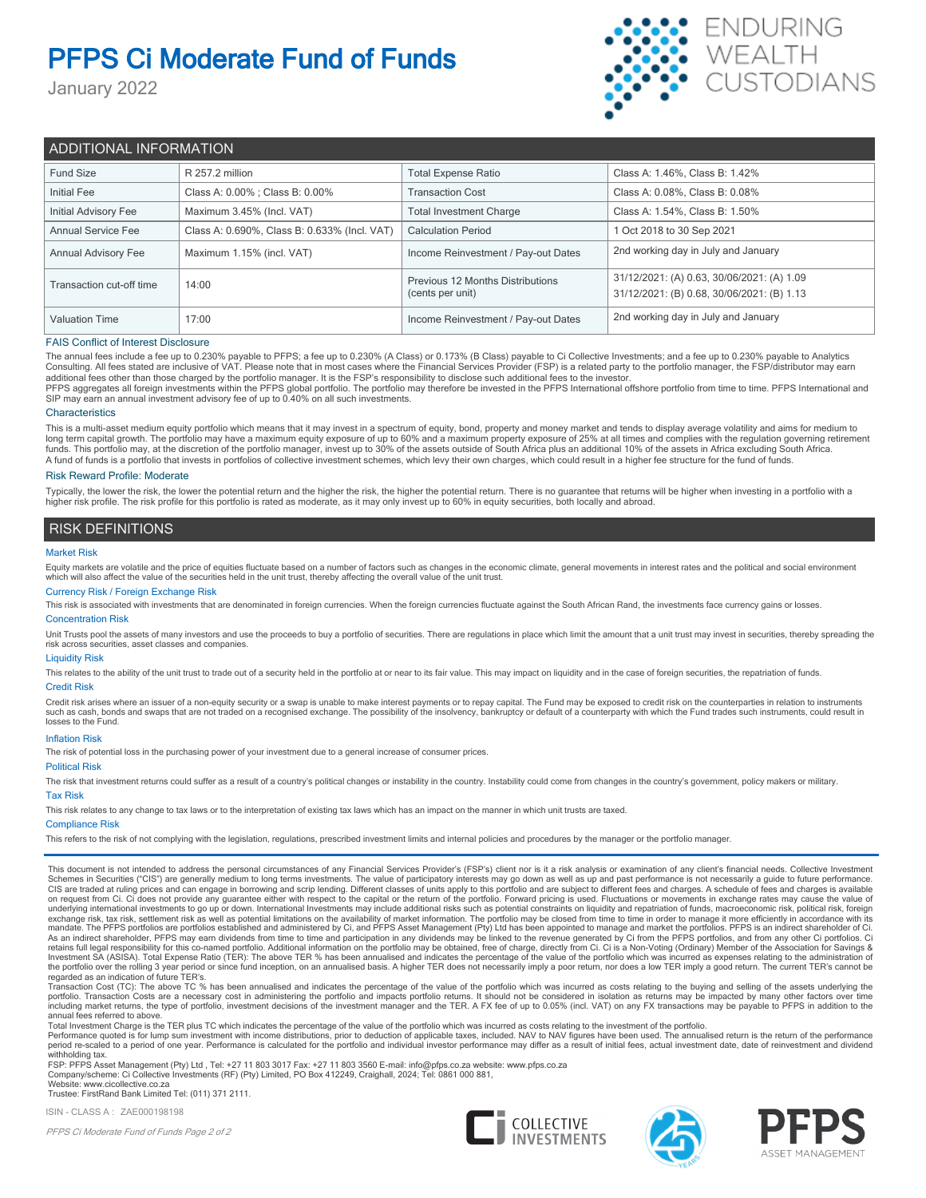# PFPS Ci Moderate Fund of Funds

January 2022

ENDURING WEALTH CUSTODIANS

## ADDITIONAL INFORMATION

| | | | |
|---|---|---|---|
| Fund Size | R 257.2 million | Total Expense Ratio | Class A: 1.46%, Class B: 1.42% |
| Initial Fee | Class A: 0.00% ; Class B: 0.00% | Transaction Cost | Class A: 0.08%, Class B: 0.08% |
| Initial Advisory Fee | Maximum 3.45% (Incl. VAT) | Total Investment Charge | Class A: 1.54%, Class B: 1.50% |
| Annual Service Fee | Class A: 0.690%, Class B: 0.633% (Incl. VAT) | Calculation Period | 1 Oct 2018 to 30 Sep 2021 |
| Annual Advisory Fee | Maximum 1.15% (incl. VAT) | Income Reinvestment / Pay-out Dates | 2nd working day in July and January |
| Transaction cut-off time | 14:00 | Previous 12 Months Distributions (cents per unit) | 31/12/2021: (A) 0.63, 30/06/2021: (A) 1.09<br>31/12/2021: (B) 0.68, 30/06/2021: (B) 1.13 |
| Valuation Time | 17:00 | Income Reinvestment / Pay-out Dates | 2nd working day in July and January |

### FAIS Conflict of Interest Disclosure

The annual fees include a fee up to 0.230% payable to PFPS; a fee up to 0.230% (A Class) or 0.173% (B Class) payable to Ci Collective Investments; and a fee up to 0.230% payable to Analytics Consulting. All fees stated are inclusive of VAT. Please note that in most cases where the Financial Services Provider (FSP) is a related party to the portfolio manager, the FSP/distributor may earn additional fees other than those charged by the portfolio manager. It is the FSP's responsibility to disclose such additional fees to the investor.
PFPS aggregates all foreign investments within the PFPS global portfolio. The portfolio may therefore be invested in the PFPS International offshore portfolio from time to time. PFPS International and SIP may earn an annual investment advisory fee of up to 0.40% on all such investments.

### Characteristics

This is a multi-asset medium equity portfolio which means that it may invest in a spectrum of equity, bond, property and money market and tends to display average volatility and aims for medium to long term capital growth. The portfolio may have a maximum equity exposure of up to 60% and a maximum property exposure of 25% at all times and complies with the regulation governing retirement funds. This portfolio may, at the discretion of the portfolio manager, invest up to 30% of the assets outside of South Africa plus an additional 10% of the assets in Africa excluding South Africa.
A fund of funds is a portfolio that invests in portfolios of collective investment schemes, which levy their own charges, which could result in a higher fee structure for the fund of funds.

### Risk Reward Profile: Moderate

Typically, the lower the risk, the lower the potential return and the higher the risk, the higher the potential return. There is no guarantee that returns will be higher when investing in a portfolio with a higher risk profile. The risk profile for this portfolio is rated as moderate, as it may only invest up to 60% in equity securities, both locally and abroad.

## RISK DEFINITIONS

### Market Risk

Equity markets are volatile and the price of equities fluctuate based on a number of factors such as changes in the economic climate, general movements in interest rates and the political and social environment which will also affect the value of the securities held in the unit trust, thereby affecting the overall value of the unit trust.

### Currency Risk / Foreign Exchange Risk

This risk is associated with investments that are denominated in foreign currencies. When the foreign currencies fluctuate against the South African Rand, the investments face currency gains or losses.

### Concentration Risk

Unit Trusts pool the assets of many investors and use the proceeds to buy a portfolio of securities. There are regulations in place which limit the amount that a unit trust may invest in securities, thereby spreading the risk across securities, asset classes and companies.

### Liquidity Risk

This relates to the ability of the unit trust to trade out of a security held in the portfolio at or near to its fair value. This may impact on liquidity and in the case of foreign securities, the repatriation of funds.

### Credit Risk

Credit risk arises where an issuer of a non-equity security or a swap is unable to make interest payments or to repay capital. The Fund may be exposed to credit risk on the counterparties in relation to instruments such as cash, bonds and swaps that are not traded on a recognised exchange. The possibility of the insolvency, bankruptcy or default of a counterparty with which the Fund trades such instruments, could result in losses to the Fund.

### Inflation Risk

The risk of potential loss in the purchasing power of your investment due to a general increase of consumer prices.

### Political Risk

The risk that investment returns could suffer as a result of a country's political changes or instability in the country. Instability could come from changes in the country's government, policy makers or military.

### Tax Risk

This risk relates to any change to tax laws or to the interpretation of existing tax laws which has an impact on the manner in which unit trusts are taxed.

### Compliance Risk

This refers to the risk of not complying with the legislation, regulations, prescribed investment limits and internal policies and procedures by the manager or the portfolio manager.

---

This document is not intended to address the personal circumstances of any Financial Services Provider's (FSP's) client nor is it a risk analysis or examination of any client's financial needs. Collective Investment Schemes in Securities ("CIS") are generally medium to long terms investments. The value of participatory interests may go down as well as up and past performance is not necessarily a guide to future performance. CIS are traded at ruling prices and can engage in borrowing and scrip lending. Different classes of units apply to this portfolio and are subject to different fees and charges. A schedule of fees and charges is available on request from Ci. Ci does not provide any guarantee either with respect to the capital or the return of the portfolio. Forward pricing is used. Fluctuations or movements in exchange rates may cause the value of underlying international investments to go up or down. International Investments may include additional risks such as potential constraints on liquidity and repatriation of funds, macroeconomic risk, political risk, foreign exchange risk, tax risk, settlement risk as well as potential limitations on the availability of market information. The portfolio may be closed from time to time in order to manage it more efficiently in accordance with its mandate. The PFPS portfolios are portfolios established and administered by Ci, and PFPS Asset Management (Pty) Ltd has been appointed to manage and market the portfolios. PFPS is an indirect shareholder of Ci. As an indirect shareholder, PFPS may earn dividends from time to time and participation in any dividends may be linked to the revenue generated by Ci from the PFPS portfolios, and from any other Ci portfolios. Ci retains full legal responsibility for this co-named portfolio. Additional information on the portfolio may be obtained, free of charge, directly from Ci. Ci is a Non-Voting (Ordinary) Member of the Association for Savings & Investment SA (ASISA). Total Expense Ratio (TER): The above TER % has been annualised and indicates the percentage of the value of the portfolio which was incurred as expenses relating to the administration of the portfolio over the rolling 3 year period or since fund inception, on an annualised basis. A higher TER does not necessarily imply a poor return, nor does a low TER imply a good return. The current TER's cannot be regarded as an indication of future TER's.
Transaction Cost (TC): The above TC % has been annualised and indicates the percentage of the value of the portfolio which was incurred as costs relating to the buying and selling of the assets underlying the portfolio. Transaction Costs are a necessary cost in administering the portfolio and impacts portfolio returns. It should not be considered in isolation as returns may be impacted by many other factors over time including market returns, the type of portfolio, investment decisions of the investment manager and the TER. A FX fee of up to 0.05% (incl. VAT) on any FX transactions may be payable to PFPS in addition to the annual fees referred to above.
Total Investment Charge is the TER plus TC which indicates the percentage of the value of the portfolio which was incurred as costs relating to the investment of the portfolio.
Performance quoted is for lump sum investment with income distributions, prior to deduction of applicable taxes, included. NAV to NAV figures have been used. The annualised return is the return of the performance period re-scaled to a period of one year. Performance is calculated for the portfolio and individual investor performance may differ as a result of initial fees, actual investment date, date of reinvestment and dividend withholding tax.
FSP: PFPS Asset Management (Pty) Ltd , Tel: +27 11 803 3017 Fax: +27 11 803 3560 E-mail: info@pfps.co.za website: www.pfps.co.za
Company/scheme: Ci Collective Investments (RF) (Pty) Limited, PO Box 412249, Craighall, 2024; Tel: 0861 000 881,
Website: www.cicollective.co.za
Trustee: FirstRand Bank Limited Tel: (011) 371 2111.

ISIN - CLASS A : ZAE000198198

COLLECTIVE INVESTMENTS

PFPS ASSET MANAGEMENT